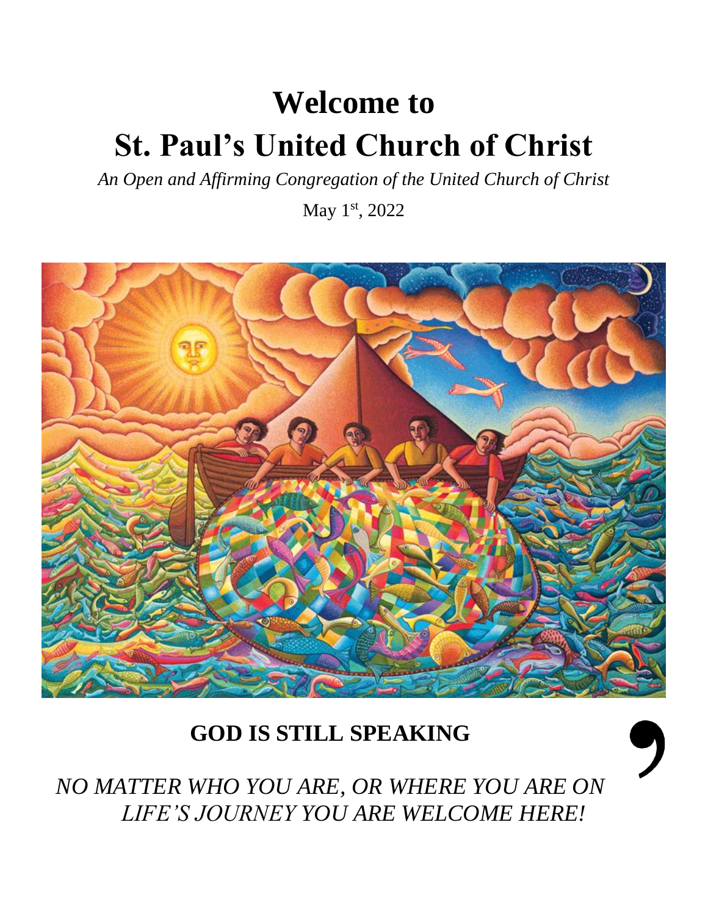# Welcome to
# St. Paul's United Church of Christ

*An Open and Affirming Congregation of the United Church of Christ*

May 1st, 2022

## GOD IS STILL SPEAKING

*NO MATTER WHO YOU ARE, OR WHERE YOU ARE ON LIFE'S JOURNEY YOU ARE WELCOME HERE!*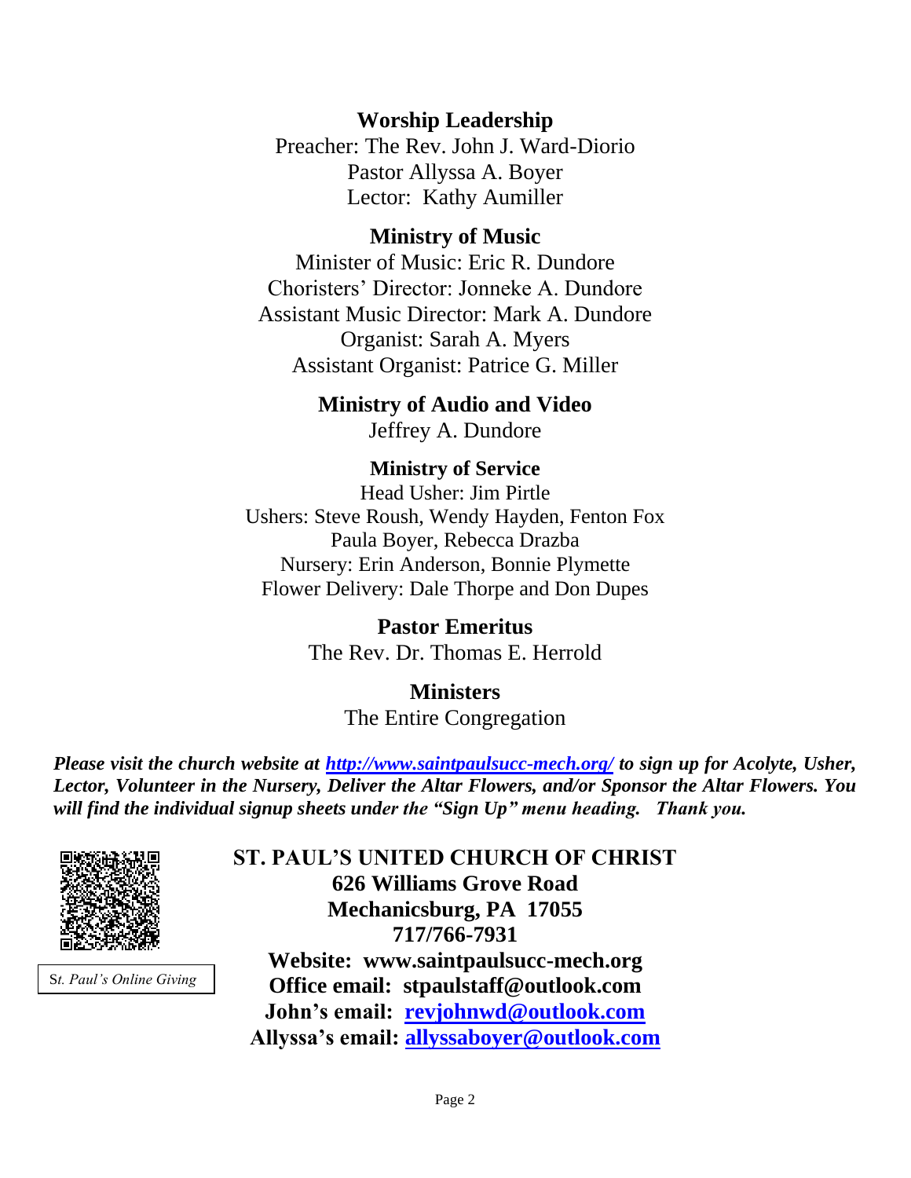**Worship Leadership**

Preacher: The Rev. John J. Ward-Diorio
Pastor Allyssa A. Boyer
Lector: Kathy Aumiller

**Ministry of Music**

Minister of Music: Eric R. Dundore
Choristers' Director: Jonneke A. Dundore
Assistant Music Director: Mark A. Dundore
Organist: Sarah A. Myers
Assistant Organist: Patrice G. Miller

**Ministry of Audio and Video**

Jeffrey A. Dundore

**Ministry of Service**

Head Usher: Jim Pirtle
Ushers: Steve Roush, Wendy Hayden, Fenton Fox
Paula Boyer, Rebecca Drazba
Nursery: Erin Anderson, Bonnie Plymette
Flower Delivery: Dale Thorpe and Don Dupes

**Pastor Emeritus**

The Rev. Dr. Thomas E. Herrold

**Ministers**

The Entire Congregation

***Please visit the church website at [http://www.saintpaulsucc-mech.org/](http://www.saintpaulsucc-mech.org/) to sign up for Acolyte, Usher, Lector, Volunteer in the Nursery, Deliver the Altar Flowers, and/or Sponsor the Altar Flowers. You will find the individual signup sheets under the "Sign Up" menu heading. Thank you.***

St*. Paul's Online Giving*

**ST. PAUL'S UNITED CHURCH OF CHRIST**
**626 Williams Grove Road**
**Mechanicsburg, PA 17055**
**717/766-7931**
**Website: www.saintpaulsucc-mech.org**
**Office email: stpaulstaff@outlook.com**
**John's email: [revjohnwd@outlook.com](mailto:revjohnwd@outlook.com)**
**Allyssa's email: [allyssaboyer@outlook.com](mailto:allyssaboyer@outlook.com)**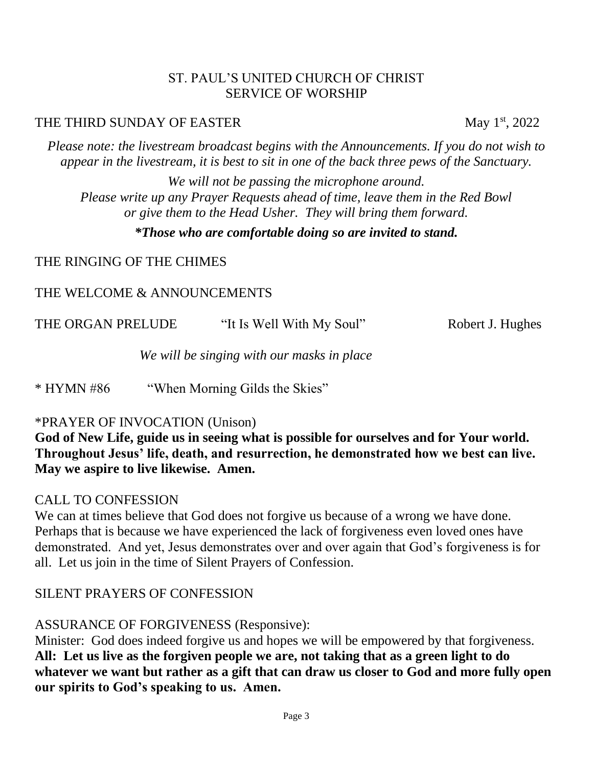# ST. PAUL'S UNITED CHURCH OF CHRIST
## SERVICE OF WORSHIP

THE THIRD SUNDAY OF EASTER May 1st, 2022

*Please note: the livestream broadcast begins with the Announcements. If you do not wish to appear in the livestream, it is best to sit in one of the back three pews of the Sanctuary.*

*We will not be passing the microphone around.*
*Please write up any Prayer Requests ahead of time, leave them in the Red Bowl or give them to the Head Usher. They will bring them forward.*

***Those who are comfortable doing so are invited to stand.***

THE RINGING OF THE CHIMES

THE WELCOME & ANNOUNCEMENTS

THE ORGAN PRELUDE "It Is Well With My Soul" Robert J. Hughes

*We will be singing with our masks in place*

* HYMN #86 "When Morning Gilds the Skies"

*PRAYER OF INVOCATION (Unison)
**God of New Life, guide us in seeing what is possible for ourselves and for Your world. Throughout Jesus' life, death, and resurrection, he demonstrated how we best can live. May we aspire to live likewise. Amen.**

CALL TO CONFESSION
We can at times believe that God does not forgive us because of a wrong we have done. Perhaps that is because we have experienced the lack of forgiveness even loved ones have demonstrated. And yet, Jesus demonstrates over and over again that God's forgiveness is for all. Let us join in the time of Silent Prayers of Confession.

SILENT PRAYERS OF CONFESSION

ASSURANCE OF FORGIVENESS (Responsive):
Minister: God does indeed forgive us and hopes we will be empowered by that forgiveness.
**All: Let us live as the forgiven people we are, not taking that as a green light to do whatever we want but rather as a gift that can draw us closer to God and more fully open our spirits to God's speaking to us. Amen.**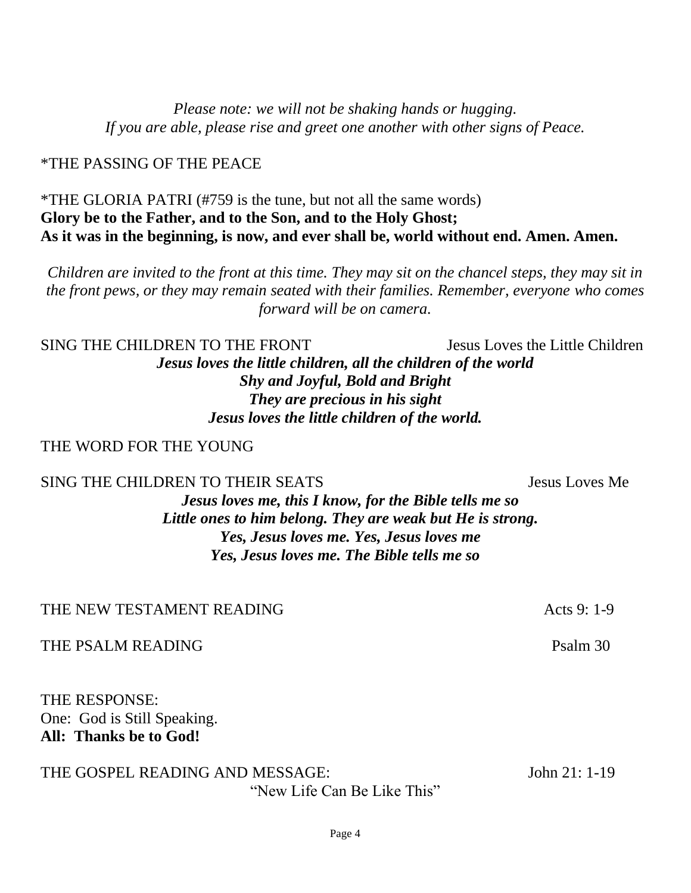*Please note: we will not be shaking hands or hugging.*
*If you are able, please rise and greet one another with other signs of Peace.*

*THE PASSING OF THE PEACE

*THE GLORIA PATRI (#759 is the tune, but not all the same words)
**Glory be to the Father, and to the Son, and to the Holy Ghost;**
**As it was in the beginning, is now, and ever shall be, world without end. Amen. Amen.**

*Children are invited to the front at this time. They may sit on the chancel steps, they may sit in the front pews, or they may remain seated with their families. Remember, everyone who comes forward will be on camera.*

SING THE CHILDREN TO THE FRONT — Jesus Loves the Little Children

***Jesus loves the little children, all the children of the world***
***Shy and Joyful, Bold and Bright***
***They are precious in his sight***
***Jesus loves the little children of the world.***

THE WORD FOR THE YOUNG

SING THE CHILDREN TO THEIR SEATS — Jesus Loves Me

***Jesus loves me, this I know, for the Bible tells me so***
***Little ones to him belong. They are weak but He is strong.***
***Yes, Jesus loves me. Yes, Jesus loves me***
***Yes, Jesus loves me. The Bible tells me so***

THE NEW TESTAMENT READING — Acts 9: 1-9

THE PSALM READING — Psalm 30

THE RESPONSE:
One: God is Still Speaking.
**All: Thanks be to God!**

THE GOSPEL READING AND MESSAGE: — John 21: 1-19
"New Life Can Be Like This"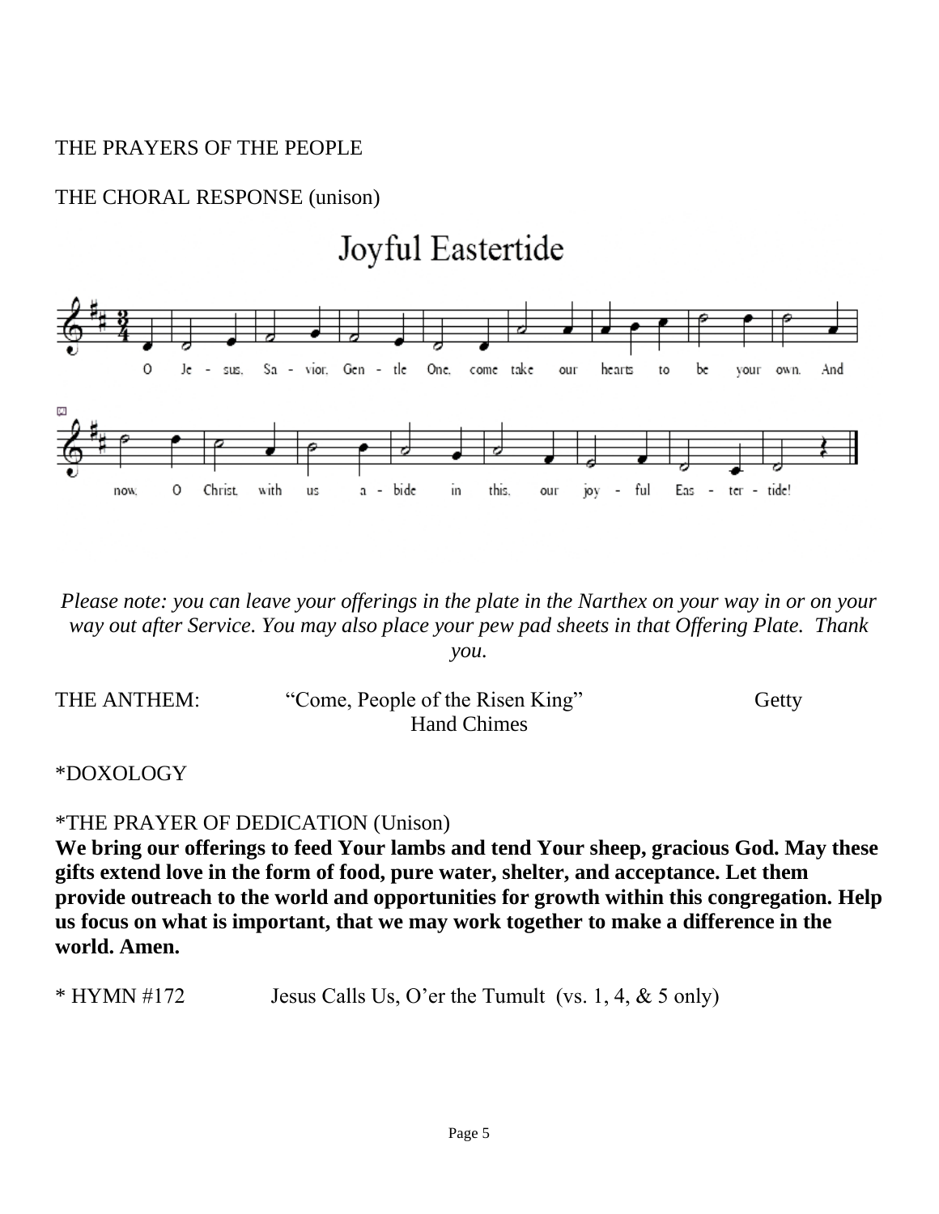THE PRAYERS OF THE PEOPLE

THE CHORAL RESPONSE (unison)

Joyful Eastertide

O Je - sus, Sa - vior, Gen - tle One, come take our hearts to be your own. And now, O Christ, with us a - bide in this, our joy - ful Eas - ter - tide!

*Please note: you can leave your offerings in the plate in the Narthex on your way in or on your way out after Service. You may also place your pew pad sheets in that Offering Plate. Thank you.*

THE ANTHEM: "Come, People of the Risen King" Getty
Hand Chimes

*DOXOLOGY

*THE PRAYER OF DEDICATION (Unison)

**We bring our offerings to feed Your lambs and tend Your sheep, gracious God. May these gifts extend love in the form of food, pure water, shelter, and acceptance. Let them provide outreach to the world and opportunities for growth within this congregation. Help us focus on what is important, that we may work together to make a difference in the world. Amen.**

* HYMN #172 Jesus Calls Us, O'er the Tumult (vs. 1, 4, & 5 only)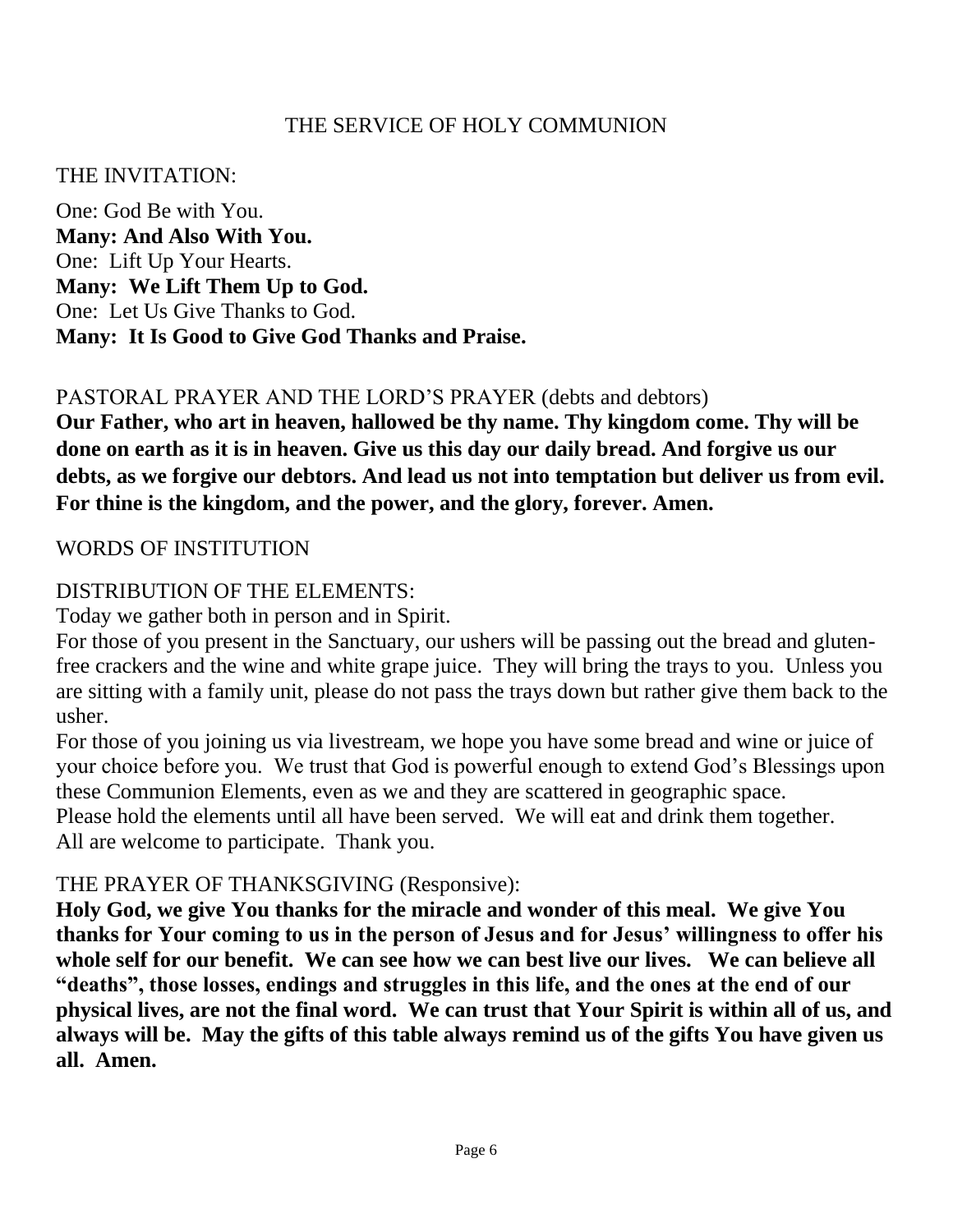# THE SERVICE OF HOLY COMMUNION

## THE INVITATION:

One: God Be with You.
**Many: And Also With You.**
One: Lift Up Your Hearts.
**Many: We Lift Them Up to God.**
One: Let Us Give Thanks to God.
**Many: It Is Good to Give God Thanks and Praise.**

## PASTORAL PRAYER AND THE LORD'S PRAYER (debts and debtors)

**Our Father, who art in heaven, hallowed be thy name. Thy kingdom come. Thy will be done on earth as it is in heaven. Give us this day our daily bread. And forgive us our debts, as we forgive our debtors. And lead us not into temptation but deliver us from evil. For thine is the kingdom, and the power, and the glory, forever. Amen.**

## WORDS OF INSTITUTION

## DISTRIBUTION OF THE ELEMENTS:

Today we gather both in person and in Spirit.
For those of you present in the Sanctuary, our ushers will be passing out the bread and gluten-free crackers and the wine and white grape juice. They will bring the trays to you. Unless you are sitting with a family unit, please do not pass the trays down but rather give them back to the usher.
For those of you joining us via livestream, we hope you have some bread and wine or juice of your choice before you. We trust that God is powerful enough to extend God's Blessings upon these Communion Elements, even as we and they are scattered in geographic space.
Please hold the elements until all have been served. We will eat and drink them together.
All are welcome to participate. Thank you.

## THE PRAYER OF THANKSGIVING (Responsive):

**Holy God, we give You thanks for the miracle and wonder of this meal. We give You thanks for Your coming to us in the person of Jesus and for Jesus' willingness to offer his whole self for our benefit. We can see how we can best live our lives. We can believe all "deaths", those losses, endings and struggles in this life, and the ones at the end of our physical lives, are not the final word. We can trust that Your Spirit is within all of us, and always will be. May the gifts of this table always remind us of the gifts You have given us all. Amen.**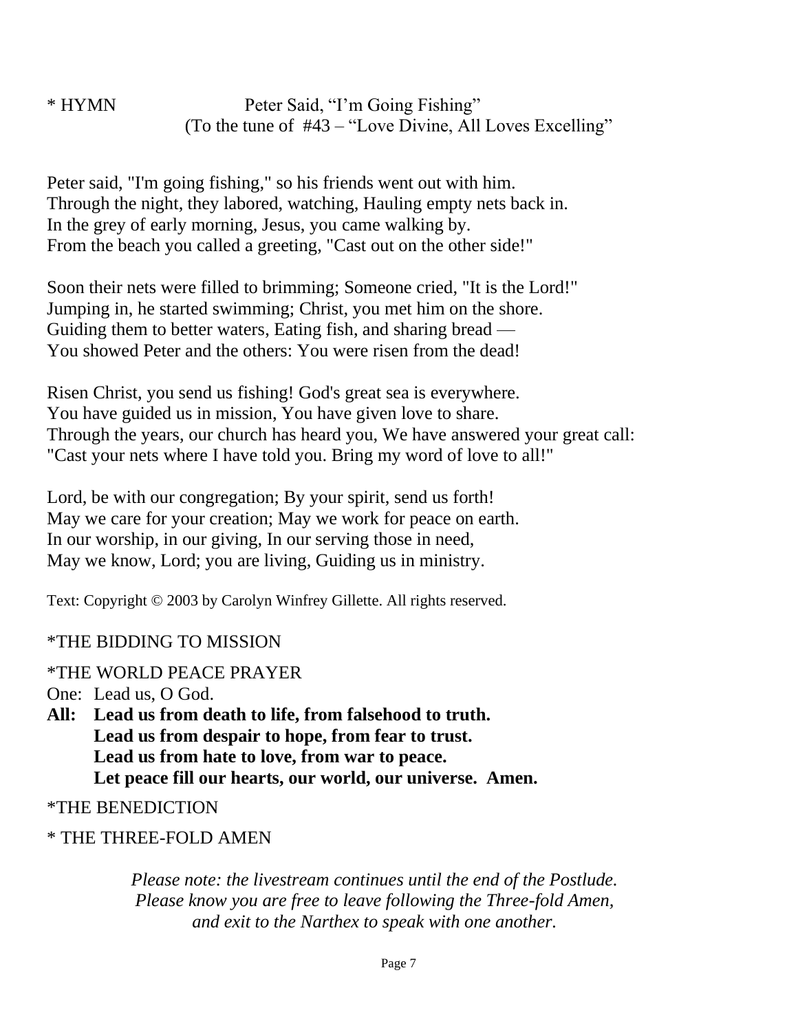\* HYMN Peter Said, "I'm Going Fishing"
(To the tune of #43 – "Love Divine, All Loves Excelling"

Peter said, "I'm going fishing," so his friends went out with him.
Through the night, they labored, watching, Hauling empty nets back in.
In the grey of early morning, Jesus, you came walking by.
From the beach you called a greeting, "Cast out on the other side!"

Soon their nets were filled to brimming; Someone cried, "It is the Lord!"
Jumping in, he started swimming; Christ, you met him on the shore.
Guiding them to better waters, Eating fish, and sharing bread —
You showed Peter and the others: You were risen from the dead!

Risen Christ, you send us fishing! God's great sea is everywhere.
You have guided us in mission, You have given love to share.
Through the years, our church has heard you, We have answered your great call:
"Cast your nets where I have told you. Bring my word of love to all!"

Lord, be with our congregation; By your spirit, send us forth!
May we care for your creation; May we work for peace on earth.
In our worship, in our giving, In our serving those in need,
May we know, Lord; you are living, Guiding us in ministry.

Text: Copyright © 2003 by Carolyn Winfrey Gillette. All rights reserved.

*THE BIDDING TO MISSION

*THE WORLD PEACE PRAYER

One: Lead us, O God.

**All: Lead us from death to life, from falsehood to truth.**
**Lead us from despair to hope, from fear to trust.**
**Lead us from hate to love, from war to peace.**
**Let peace fill our hearts, our world, our universe. Amen.**

*THE BENEDICTION

\* THE THREE-FOLD AMEN

*Please note: the livestream continues until the end of the Postlude.*
*Please know you are free to leave following the Three-fold Amen,*
*and exit to the Narthex to speak with one another.*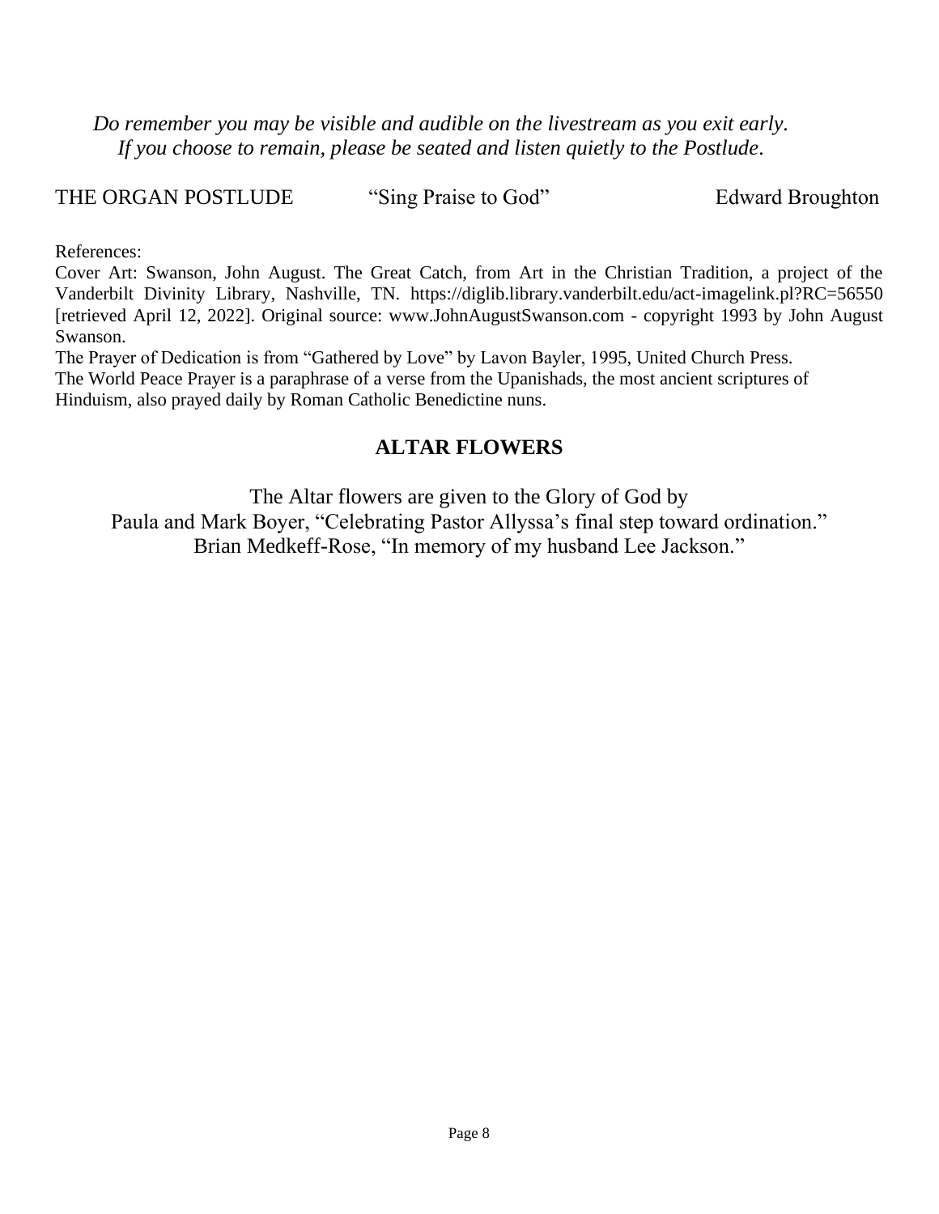*Do remember you may be visible and audible on the livestream as you exit early.*
*If you choose to remain, please be seated and listen quietly to the Postlude.*

THE ORGAN POSTLUDE "Sing Praise to God" Edward Broughton

References:
Cover Art: Swanson, John August. The Great Catch, from Art in the Christian Tradition, a project of the Vanderbilt Divinity Library, Nashville, TN. https://diglib.library.vanderbilt.edu/act-imagelink.pl?RC=56550 [retrieved April 12, 2022]. Original source: www.JohnAugustSwanson.com - copyright 1993 by John August Swanson.
The Prayer of Dedication is from "Gathered by Love" by Lavon Bayler, 1995, United Church Press.
The World Peace Prayer is a paraphrase of a verse from the Upanishads, the most ancient scriptures of Hinduism, also prayed daily by Roman Catholic Benedictine nuns.

## ALTAR FLOWERS

The Altar flowers are given to the Glory of God by
Paula and Mark Boyer, "Celebrating Pastor Allyssa's final step toward ordination."
Brian Medkeff-Rose, "In memory of my husband Lee Jackson."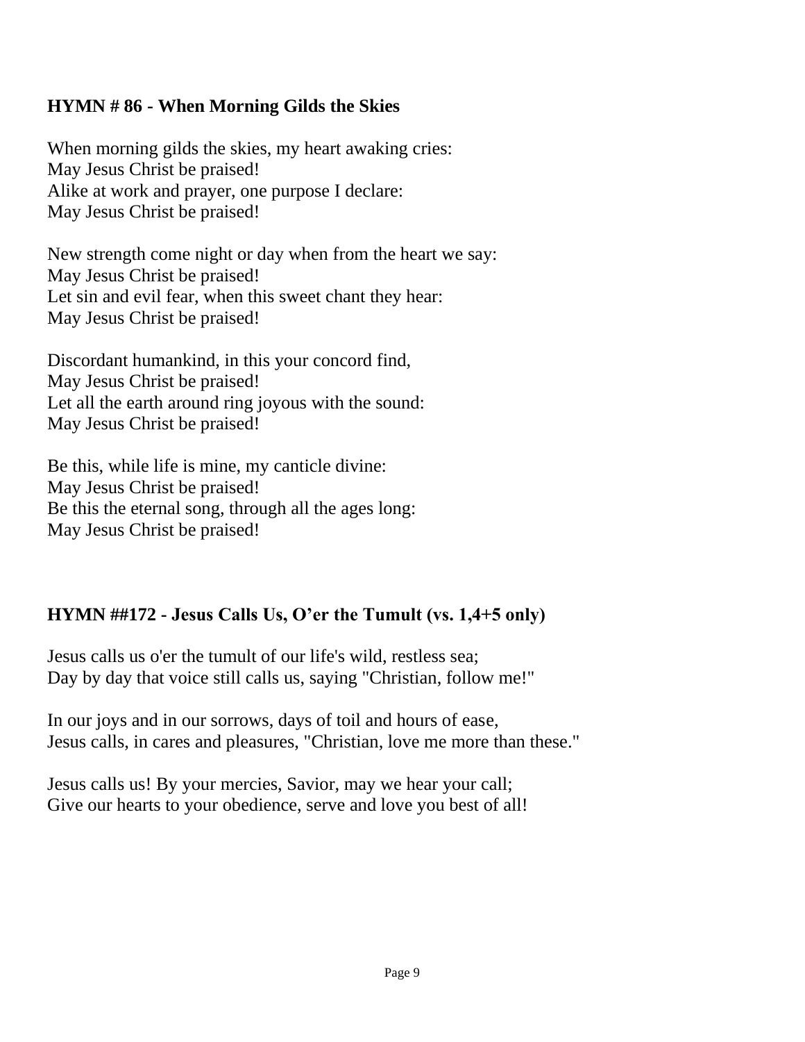**HYMN # 86 - When Morning Gilds the Skies**

When morning gilds the skies, my heart awaking cries:
May Jesus Christ be praised!
Alike at work and prayer, one purpose I declare:
May Jesus Christ be praised!

New strength come night or day when from the heart we say:
May Jesus Christ be praised!
Let sin and evil fear, when this sweet chant they hear:
May Jesus Christ be praised!

Discordant humankind, in this your concord find,
May Jesus Christ be praised!
Let all the earth around ring joyous with the sound:
May Jesus Christ be praised!

Be this, while life is mine, my canticle divine:
May Jesus Christ be praised!
Be this the eternal song, through all the ages long:
May Jesus Christ be praised!

**HYMN ##172 - Jesus Calls Us, O'er the Tumult (vs. 1,4+5 only)**

Jesus calls us o'er the tumult of our life's wild, restless sea;
Day by day that voice still calls us, saying "Christian, follow me!"

In our joys and in our sorrows, days of toil and hours of ease,
Jesus calls, in cares and pleasures, "Christian, love me more than these."

Jesus calls us! By your mercies, Savior, may we hear your call;
Give our hearts to your obedience, serve and love you best of all!